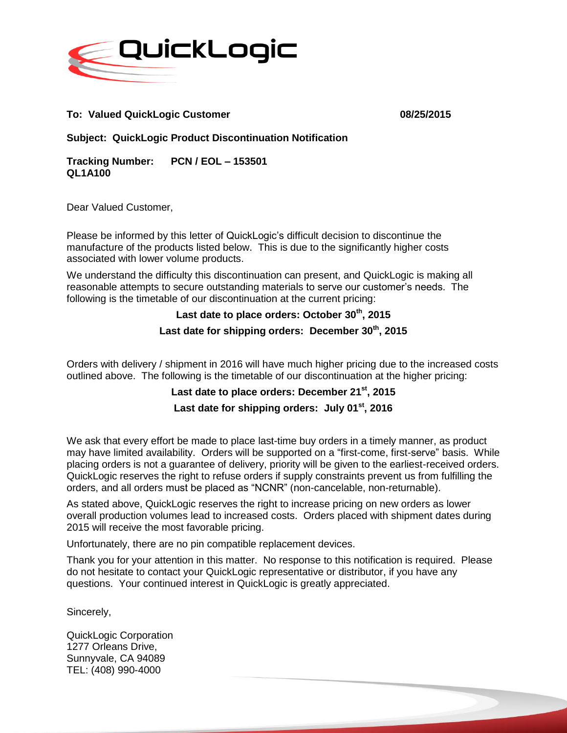QuickLogic

**To: Valued QuickLogic Customer** **08/25/2015**

**Subject: QuickLogic Product Discontinuation Notification**

**Tracking Number: PCN / EOL – 153501**
**QL1A100**

Dear Valued Customer,

Please be informed by this letter of QuickLogic's difficult decision to discontinue the manufacture of the products listed below. This is due to the significantly higher costs associated with lower volume products.

We understand the difficulty this discontinuation can present, and QuickLogic is making all reasonable attempts to secure outstanding materials to serve our customer's needs. The following is the timetable of our discontinuation at the current pricing:

**Last date to place orders: October 30th, 2015**

**Last date for shipping orders: December 30th, 2015**

Orders with delivery / shipment in 2016 will have much higher pricing due to the increased costs outlined above. The following is the timetable of our discontinuation at the higher pricing:

**Last date to place orders: December 21st, 2015**

**Last date for shipping orders: July 01st, 2016**

We ask that every effort be made to place last-time buy orders in a timely manner, as product may have limited availability. Orders will be supported on a "first-come, first-serve" basis. While placing orders is not a guarantee of delivery, priority will be given to the earliest-received orders. QuickLogic reserves the right to refuse orders if supply constraints prevent us from fulfilling the orders, and all orders must be placed as "NCNR" (non-cancelable, non-returnable).

As stated above, QuickLogic reserves the right to increase pricing on new orders as lower overall production volumes lead to increased costs. Orders placed with shipment dates during 2015 will receive the most favorable pricing.

Unfortunately, there are no pin compatible replacement devices.

Thank you for your attention in this matter. No response to this notification is required. Please do not hesitate to contact your QuickLogic representative or distributor, if you have any questions. Your continued interest in QuickLogic is greatly appreciated.

Sincerely,

QuickLogic Corporation
1277 Orleans Drive,
Sunnyvale, CA 94089
TEL: (408) 990-4000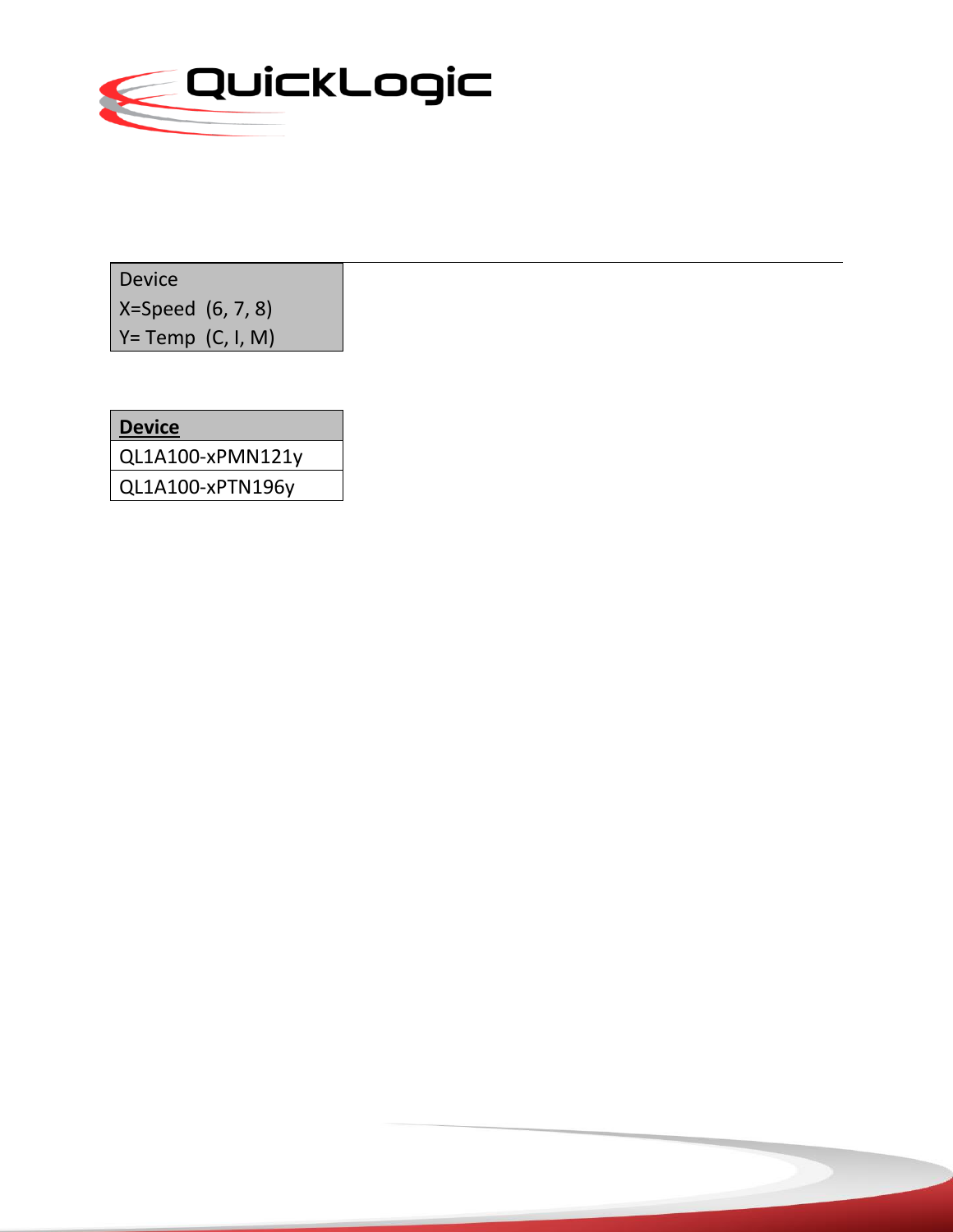| Device |
| --- |
| X=Speed (6, 7, 8) |
| Y= Temp (C, I, M) |

| **Device** |
| --- |
| QL1A100-xPMN121y |
| QL1A100-xPTN196y |